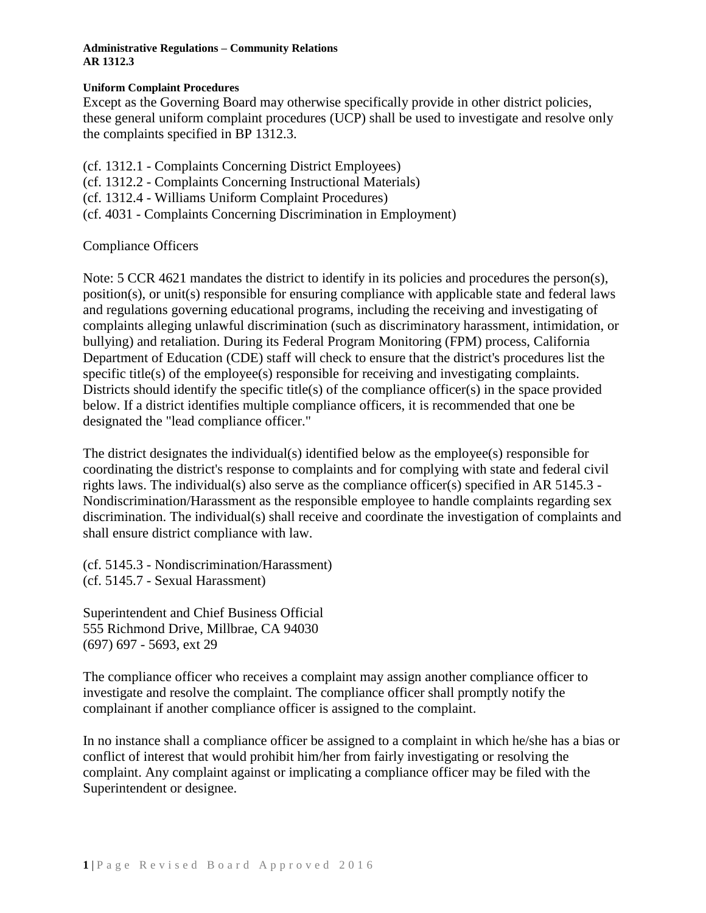**Administrative Regulations – Community Relations**
**AR 1312.3**

**Uniform Complaint Procedures**

Except as the Governing Board may otherwise specifically provide in other district policies, these general uniform complaint procedures (UCP) shall be used to investigate and resolve only the complaints specified in BP 1312.3.

(cf. 1312.1 - Complaints Concerning District Employees)
(cf. 1312.2 - Complaints Concerning Instructional Materials)
(cf. 1312.4 - Williams Uniform Complaint Procedures)
(cf. 4031 - Complaints Concerning Discrimination in Employment)

Compliance Officers

Note: 5 CCR 4621 mandates the district to identify in its policies and procedures the person(s), position(s), or unit(s) responsible for ensuring compliance with applicable state and federal laws and regulations governing educational programs, including the receiving and investigating of complaints alleging unlawful discrimination (such as discriminatory harassment, intimidation, or bullying) and retaliation. During its Federal Program Monitoring (FPM) process, California Department of Education (CDE) staff will check to ensure that the district's procedures list the specific title(s) of the employee(s) responsible for receiving and investigating complaints. Districts should identify the specific title(s) of the compliance officer(s) in the space provided below. If a district identifies multiple compliance officers, it is recommended that one be designated the "lead compliance officer."

The district designates the individual(s) identified below as the employee(s) responsible for coordinating the district's response to complaints and for complying with state and federal civil rights laws. The individual(s) also serve as the compliance officer(s) specified in AR 5145.3 - Nondiscrimination/Harassment as the responsible employee to handle complaints regarding sex discrimination. The individual(s) shall receive and coordinate the investigation of complaints and shall ensure district compliance with law.

(cf. 5145.3 - Nondiscrimination/Harassment)
(cf. 5145.7 - Sexual Harassment)

Superintendent and Chief Business Official
555 Richmond Drive, Millbrae, CA 94030
(697) 697 - 5693, ext 29

The compliance officer who receives a complaint may assign another compliance officer to investigate and resolve the complaint. The compliance officer shall promptly notify the complainant if another compliance officer is assigned to the complaint.

In no instance shall a compliance officer be assigned to a complaint in which he/she has a bias or conflict of interest that would prohibit him/her from fairly investigating or resolving the complaint. Any complaint against or implicating a compliance officer may be filed with the Superintendent or designee.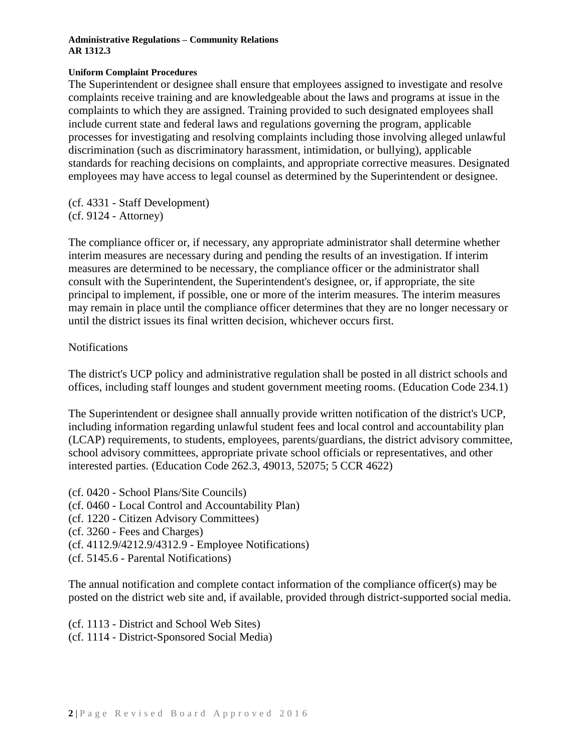**Uniform Complaint Procedures**

The Superintendent or designee shall ensure that employees assigned to investigate and resolve complaints receive training and are knowledgeable about the laws and programs at issue in the complaints to which they are assigned. Training provided to such designated employees shall include current state and federal laws and regulations governing the program, applicable processes for investigating and resolving complaints including those involving alleged unlawful discrimination (such as discriminatory harassment, intimidation, or bullying), applicable standards for reaching decisions on complaints, and appropriate corrective measures. Designated employees may have access to legal counsel as determined by the Superintendent or designee.

(cf. 4331 - Staff Development)
(cf. 9124 - Attorney)

The compliance officer or, if necessary, any appropriate administrator shall determine whether interim measures are necessary during and pending the results of an investigation. If interim measures are determined to be necessary, the compliance officer or the administrator shall consult with the Superintendent, the Superintendent's designee, or, if appropriate, the site principal to implement, if possible, one or more of the interim measures. The interim measures may remain in place until the compliance officer determines that they are no longer necessary or until the district issues its final written decision, whichever occurs first.

Notifications

The district's UCP policy and administrative regulation shall be posted in all district schools and offices, including staff lounges and student government meeting rooms. (Education Code 234.1)

The Superintendent or designee shall annually provide written notification of the district's UCP, including information regarding unlawful student fees and local control and accountability plan (LCAP) requirements, to students, employees, parents/guardians, the district advisory committee, school advisory committees, appropriate private school officials or representatives, and other interested parties. (Education Code 262.3, 49013, 52075; 5 CCR 4622)

(cf. 0420 - School Plans/Site Councils)
(cf. 0460 - Local Control and Accountability Plan)
(cf. 1220 - Citizen Advisory Committees)
(cf. 3260 - Fees and Charges)
(cf. 4112.9/4212.9/4312.9 - Employee Notifications)
(cf. 5145.6 - Parental Notifications)

The annual notification and complete contact information of the compliance officer(s) may be posted on the district web site and, if available, provided through district-supported social media.

(cf. 1113 - District and School Web Sites)
(cf. 1114 - District-Sponsored Social Media)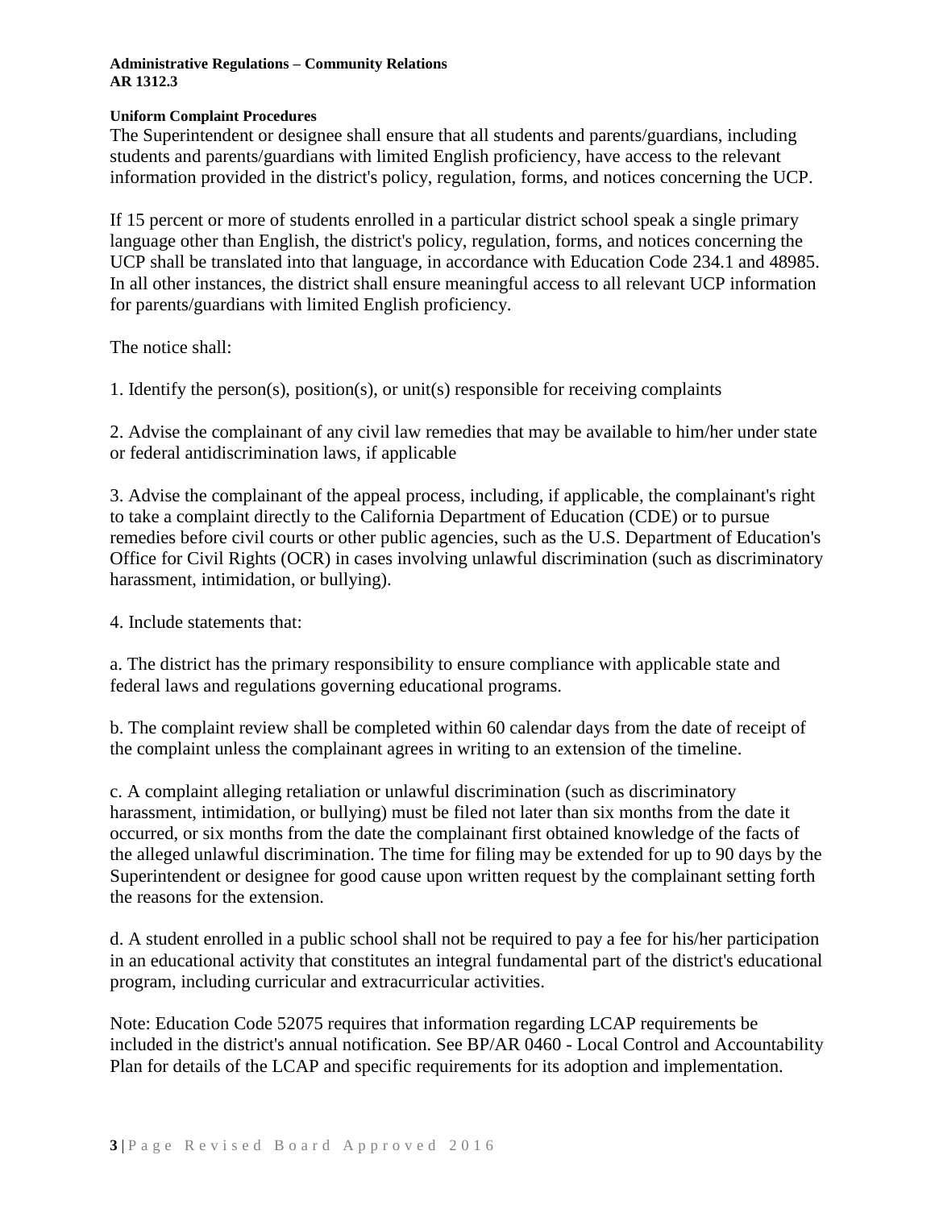**Administrative Regulations – Community Relations**
**AR 1312.3**

**Uniform Complaint Procedures**

The Superintendent or designee shall ensure that all students and parents/guardians, including students and parents/guardians with limited English proficiency, have access to the relevant information provided in the district's policy, regulation, forms, and notices concerning the UCP.

If 15 percent or more of students enrolled in a particular district school speak a single primary language other than English, the district's policy, regulation, forms, and notices concerning the UCP shall be translated into that language, in accordance with Education Code 234.1 and 48985. In all other instances, the district shall ensure meaningful access to all relevant UCP information for parents/guardians with limited English proficiency.

The notice shall:

1. Identify the person(s), position(s), or unit(s) responsible for receiving complaints

2. Advise the complainant of any civil law remedies that may be available to him/her under state or federal antidiscrimination laws, if applicable

3. Advise the complainant of the appeal process, including, if applicable, the complainant's right to take a complaint directly to the California Department of Education (CDE) or to pursue remedies before civil courts or other public agencies, such as the U.S. Department of Education's Office for Civil Rights (OCR) in cases involving unlawful discrimination (such as discriminatory harassment, intimidation, or bullying).

4. Include statements that:

a. The district has the primary responsibility to ensure compliance with applicable state and federal laws and regulations governing educational programs.

b. The complaint review shall be completed within 60 calendar days from the date of receipt of the complaint unless the complainant agrees in writing to an extension of the timeline.

c. A complaint alleging retaliation or unlawful discrimination (such as discriminatory harassment, intimidation, or bullying) must be filed not later than six months from the date it occurred, or six months from the date the complainant first obtained knowledge of the facts of the alleged unlawful discrimination. The time for filing may be extended for up to 90 days by the Superintendent or designee for good cause upon written request by the complainant setting forth the reasons for the extension.

d. A student enrolled in a public school shall not be required to pay a fee for his/her participation in an educational activity that constitutes an integral fundamental part of the district's educational program, including curricular and extracurricular activities.

Note: Education Code 52075 requires that information regarding LCAP requirements be included in the district's annual notification. See BP/AR 0460 - Local Control and Accountability Plan for details of the LCAP and specific requirements for its adoption and implementation.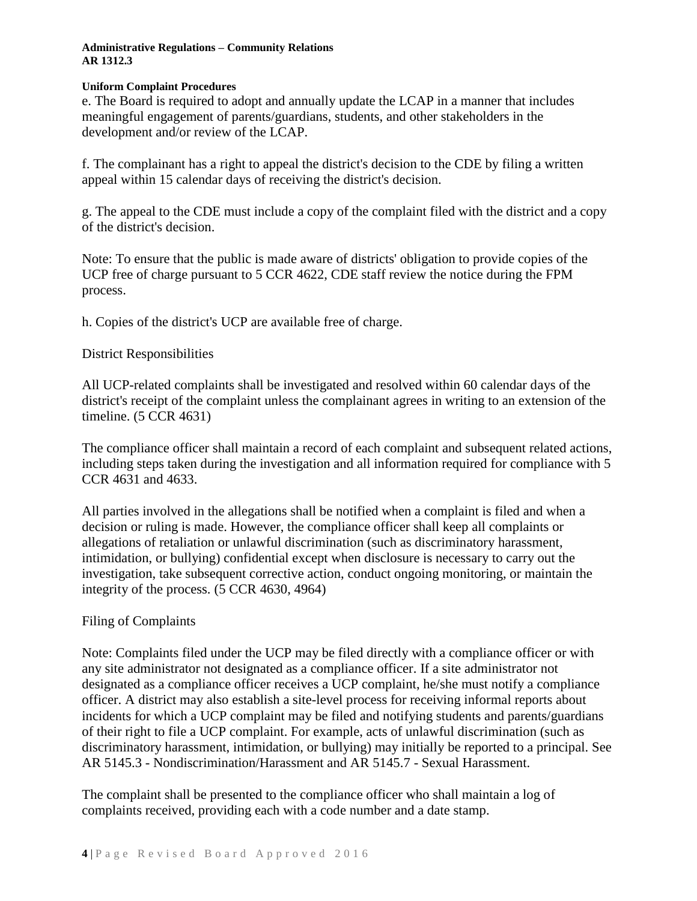e. The Board is required to adopt and annually update the LCAP in a manner that includes meaningful engagement of parents/guardians, students, and other stakeholders in the development and/or review of the LCAP.

f. The complainant has a right to appeal the district's decision to the CDE by filing a written appeal within 15 calendar days of receiving the district's decision.

g. The appeal to the CDE must include a copy of the complaint filed with the district and a copy of the district's decision.

Note: To ensure that the public is made aware of districts' obligation to provide copies of the UCP free of charge pursuant to 5 CCR 4622, CDE staff review the notice during the FPM process.

h. Copies of the district's UCP are available free of charge.

## District Responsibilities

All UCP-related complaints shall be investigated and resolved within 60 calendar days of the district's receipt of the complaint unless the complainant agrees in writing to an extension of the timeline. (5 CCR 4631)

The compliance officer shall maintain a record of each complaint and subsequent related actions, including steps taken during the investigation and all information required for compliance with 5 CCR 4631 and 4633.

All parties involved in the allegations shall be notified when a complaint is filed and when a decision or ruling is made. However, the compliance officer shall keep all complaints or allegations of retaliation or unlawful discrimination (such as discriminatory harassment, intimidation, or bullying) confidential except when disclosure is necessary to carry out the investigation, take subsequent corrective action, conduct ongoing monitoring, or maintain the integrity of the process. (5 CCR 4630, 4964)

## Filing of Complaints

Note: Complaints filed under the UCP may be filed directly with a compliance officer or with any site administrator not designated as a compliance officer. If a site administrator not designated as a compliance officer receives a UCP complaint, he/she must notify a compliance officer. A district may also establish a site-level process for receiving informal reports about incidents for which a UCP complaint may be filed and notifying students and parents/guardians of their right to file a UCP complaint. For example, acts of unlawful discrimination (such as discriminatory harassment, intimidation, or bullying) may initially be reported to a principal. See AR 5145.3 - Nondiscrimination/Harassment and AR 5145.7 - Sexual Harassment.

The complaint shall be presented to the compliance officer who shall maintain a log of complaints received, providing each with a code number and a date stamp.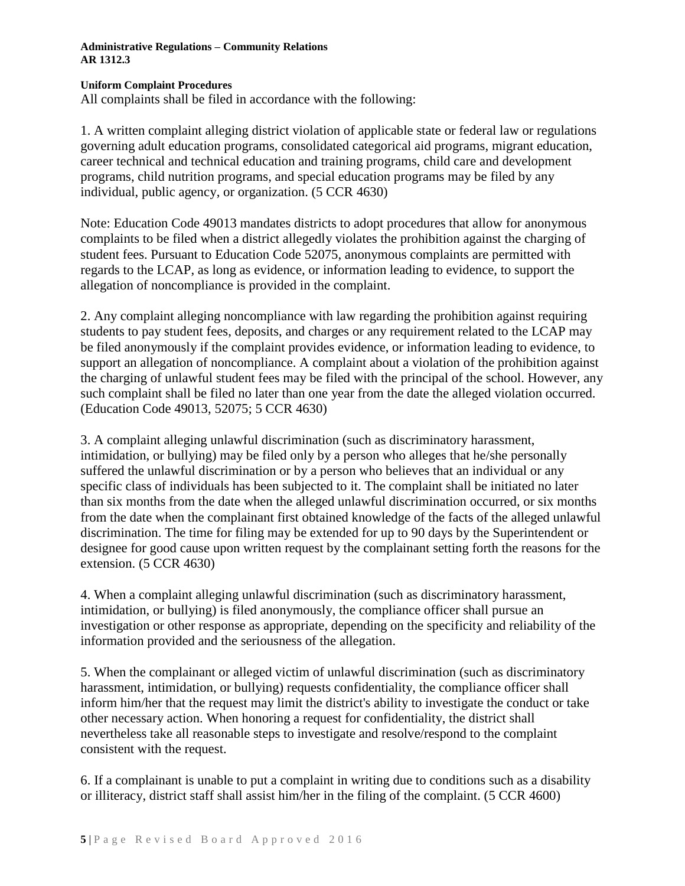**Administrative Regulations – Community Relations**
**AR 1312.3**

**Uniform Complaint Procedures**

All complaints shall be filed in accordance with the following:

1. A written complaint alleging district violation of applicable state or federal law or regulations governing adult education programs, consolidated categorical aid programs, migrant education, career technical and technical education and training programs, child care and development programs, child nutrition programs, and special education programs may be filed by any individual, public agency, or organization. (5 CCR 4630)

Note: Education Code 49013 mandates districts to adopt procedures that allow for anonymous complaints to be filed when a district allegedly violates the prohibition against the charging of student fees. Pursuant to Education Code 52075, anonymous complaints are permitted with regards to the LCAP, as long as evidence, or information leading to evidence, to support the allegation of noncompliance is provided in the complaint.

2. Any complaint alleging noncompliance with law regarding the prohibition against requiring students to pay student fees, deposits, and charges or any requirement related to the LCAP may be filed anonymously if the complaint provides evidence, or information leading to evidence, to support an allegation of noncompliance. A complaint about a violation of the prohibition against the charging of unlawful student fees may be filed with the principal of the school. However, any such complaint shall be filed no later than one year from the date the alleged violation occurred. (Education Code 49013, 52075; 5 CCR 4630)

3. A complaint alleging unlawful discrimination (such as discriminatory harassment, intimidation, or bullying) may be filed only by a person who alleges that he/she personally suffered the unlawful discrimination or by a person who believes that an individual or any specific class of individuals has been subjected to it. The complaint shall be initiated no later than six months from the date when the alleged unlawful discrimination occurred, or six months from the date when the complainant first obtained knowledge of the facts of the alleged unlawful discrimination. The time for filing may be extended for up to 90 days by the Superintendent or designee for good cause upon written request by the complainant setting forth the reasons for the extension. (5 CCR 4630)

4. When a complaint alleging unlawful discrimination (such as discriminatory harassment, intimidation, or bullying) is filed anonymously, the compliance officer shall pursue an investigation or other response as appropriate, depending on the specificity and reliability of the information provided and the seriousness of the allegation.

5. When the complainant or alleged victim of unlawful discrimination (such as discriminatory harassment, intimidation, or bullying) requests confidentiality, the compliance officer shall inform him/her that the request may limit the district's ability to investigate the conduct or take other necessary action. When honoring a request for confidentiality, the district shall nevertheless take all reasonable steps to investigate and resolve/respond to the complaint consistent with the request.

6. If a complainant is unable to put a complaint in writing due to conditions such as a disability or illiteracy, district staff shall assist him/her in the filing of the complaint. (5 CCR 4600)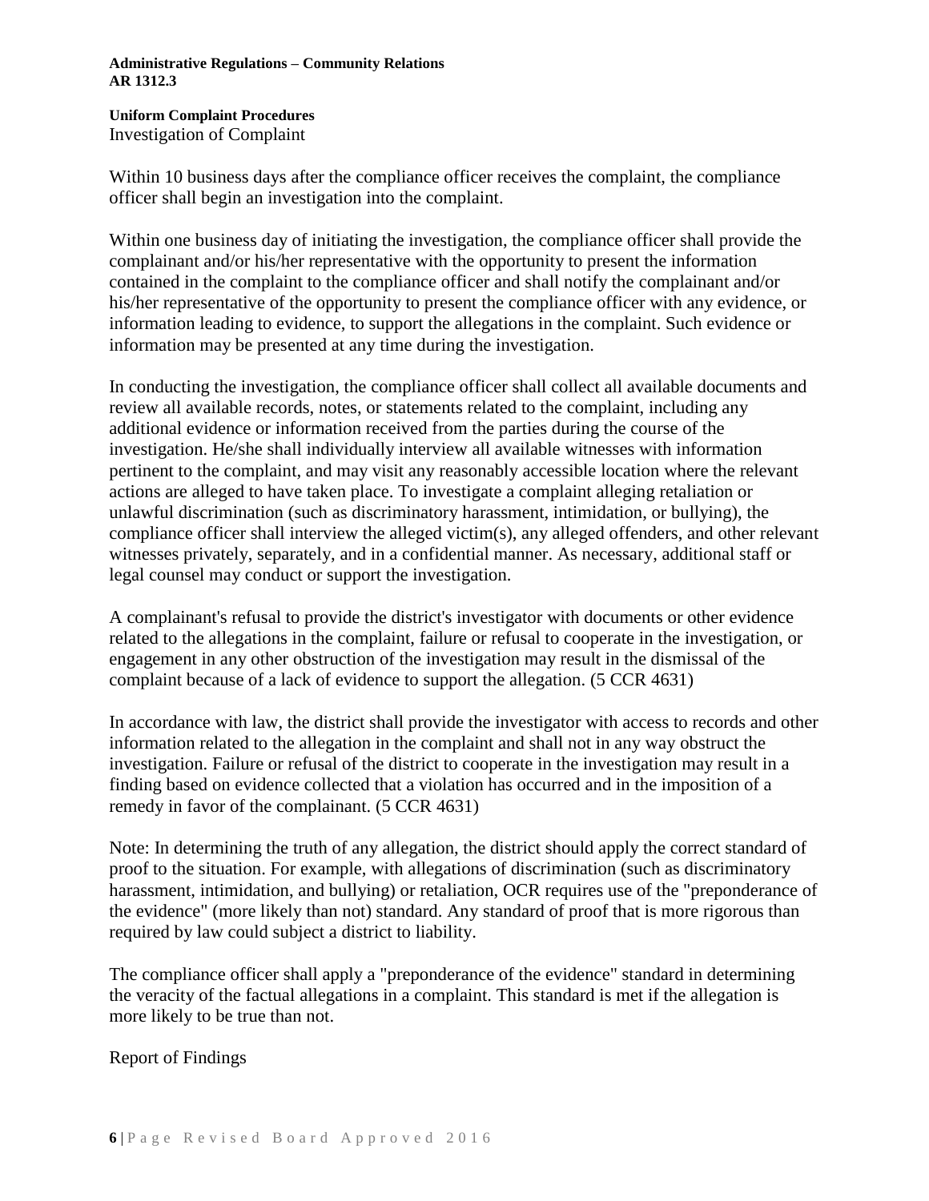**Administrative Regulations – Community Relations**
**AR 1312.3**

**Uniform Complaint Procedures**

Investigation of Complaint

Within 10 business days after the compliance officer receives the complaint, the compliance officer shall begin an investigation into the complaint.

Within one business day of initiating the investigation, the compliance officer shall provide the complainant and/or his/her representative with the opportunity to present the information contained in the complaint to the compliance officer and shall notify the complainant and/or his/her representative of the opportunity to present the compliance officer with any evidence, or information leading to evidence, to support the allegations in the complaint. Such evidence or information may be presented at any time during the investigation.

In conducting the investigation, the compliance officer shall collect all available documents and review all available records, notes, or statements related to the complaint, including any additional evidence or information received from the parties during the course of the investigation. He/she shall individually interview all available witnesses with information pertinent to the complaint, and may visit any reasonably accessible location where the relevant actions are alleged to have taken place. To investigate a complaint alleging retaliation or unlawful discrimination (such as discriminatory harassment, intimidation, or bullying), the compliance officer shall interview the alleged victim(s), any alleged offenders, and other relevant witnesses privately, separately, and in a confidential manner. As necessary, additional staff or legal counsel may conduct or support the investigation.

A complainant's refusal to provide the district's investigator with documents or other evidence related to the allegations in the complaint, failure or refusal to cooperate in the investigation, or engagement in any other obstruction of the investigation may result in the dismissal of the complaint because of a lack of evidence to support the allegation. (5 CCR 4631)

In accordance with law, the district shall provide the investigator with access to records and other information related to the allegation in the complaint and shall not in any way obstruct the investigation. Failure or refusal of the district to cooperate in the investigation may result in a finding based on evidence collected that a violation has occurred and in the imposition of a remedy in favor of the complainant. (5 CCR 4631)

Note: In determining the truth of any allegation, the district should apply the correct standard of proof to the situation. For example, with allegations of discrimination (such as discriminatory harassment, intimidation, and bullying) or retaliation, OCR requires use of the "preponderance of the evidence" (more likely than not) standard. Any standard of proof that is more rigorous than required by law could subject a district to liability.

The compliance officer shall apply a "preponderance of the evidence" standard in determining the veracity of the factual allegations in a complaint. This standard is met if the allegation is more likely to be true than not.

Report of Findings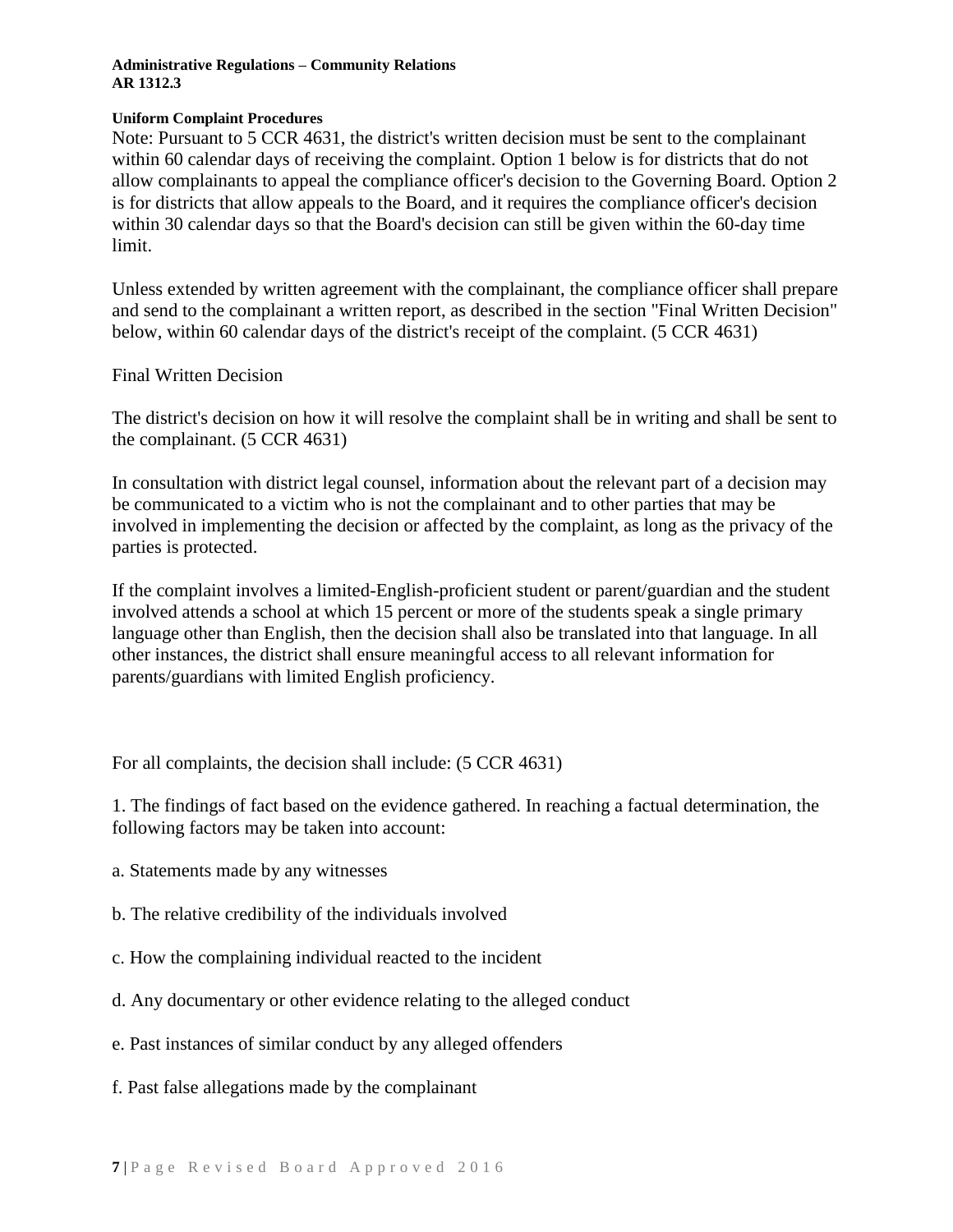**Administrative Regulations – Community Relations**
**AR 1312.3**

**Uniform Complaint Procedures**

Note: Pursuant to 5 CCR 4631, the district's written decision must be sent to the complainant within 60 calendar days of receiving the complaint. Option 1 below is for districts that do not allow complainants to appeal the compliance officer's decision to the Governing Board. Option 2 is for districts that allow appeals to the Board, and it requires the compliance officer's decision within 30 calendar days so that the Board's decision can still be given within the 60-day time limit.

Unless extended by written agreement with the complainant, the compliance officer shall prepare and send to the complainant a written report, as described in the section "Final Written Decision" below, within 60 calendar days of the district's receipt of the complaint. (5 CCR 4631)

Final Written Decision

The district's decision on how it will resolve the complaint shall be in writing and shall be sent to the complainant. (5 CCR 4631)

In consultation with district legal counsel, information about the relevant part of a decision may be communicated to a victim who is not the complainant and to other parties that may be involved in implementing the decision or affected by the complaint, as long as the privacy of the parties is protected.

If the complaint involves a limited-English-proficient student or parent/guardian and the student involved attends a school at which 15 percent or more of the students speak a single primary language other than English, then the decision shall also be translated into that language. In all other instances, the district shall ensure meaningful access to all relevant information for parents/guardians with limited English proficiency.

For all complaints, the decision shall include: (5 CCR 4631)

1. The findings of fact based on the evidence gathered. In reaching a factual determination, the following factors may be taken into account:

a. Statements made by any witnesses

b. The relative credibility of the individuals involved

c. How the complaining individual reacted to the incident

d. Any documentary or other evidence relating to the alleged conduct

e. Past instances of similar conduct by any alleged offenders

f. Past false allegations made by the complainant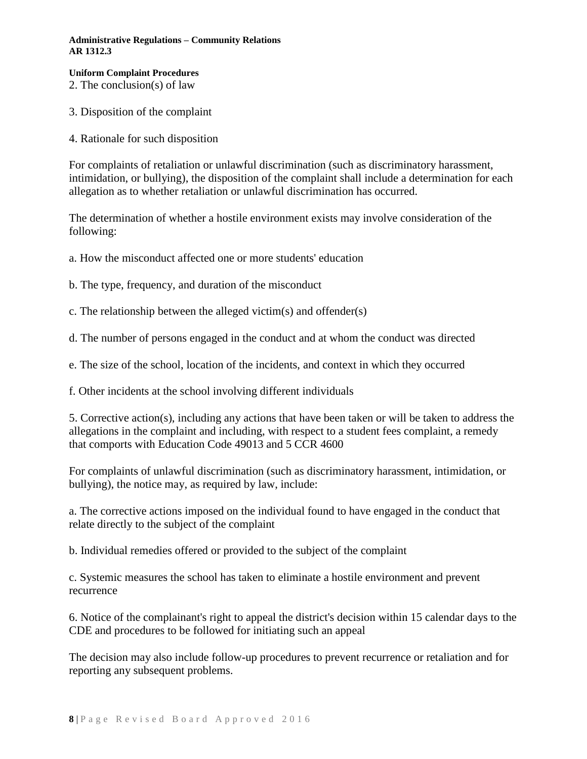2. The conclusion(s) of law

3. Disposition of the complaint

4. Rationale for such disposition

For complaints of retaliation or unlawful discrimination (such as discriminatory harassment, intimidation, or bullying), the disposition of the complaint shall include a determination for each allegation as to whether retaliation or unlawful discrimination has occurred.

The determination of whether a hostile environment exists may involve consideration of the following:

a. How the misconduct affected one or more students' education

b. The type, frequency, and duration of the misconduct

c. The relationship between the alleged victim(s) and offender(s)

d. The number of persons engaged in the conduct and at whom the conduct was directed

e. The size of the school, location of the incidents, and context in which they occurred

f. Other incidents at the school involving different individuals

5. Corrective action(s), including any actions that have been taken or will be taken to address the allegations in the complaint and including, with respect to a student fees complaint, a remedy that comports with Education Code 49013 and 5 CCR 4600

For complaints of unlawful discrimination (such as discriminatory harassment, intimidation, or bullying), the notice may, as required by law, include:

a. The corrective actions imposed on the individual found to have engaged in the conduct that relate directly to the subject of the complaint

b. Individual remedies offered or provided to the subject of the complaint

c. Systemic measures the school has taken to eliminate a hostile environment and prevent recurrence

6. Notice of the complainant's right to appeal the district's decision within 15 calendar days to the CDE and procedures to be followed for initiating such an appeal

The decision may also include follow-up procedures to prevent recurrence or retaliation and for reporting any subsequent problems.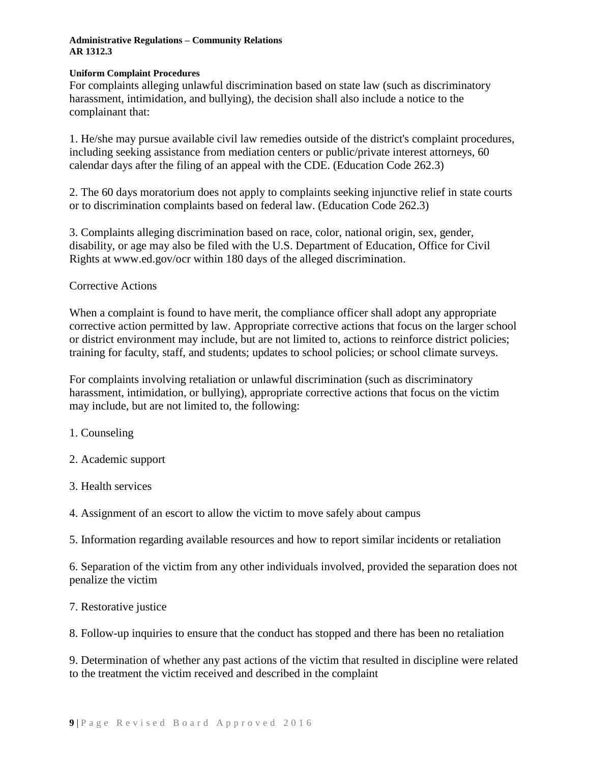**Uniform Complaint Procedures**

For complaints alleging unlawful discrimination based on state law (such as discriminatory harassment, intimidation, and bullying), the decision shall also include a notice to the complainant that:

1. He/she may pursue available civil law remedies outside of the district's complaint procedures, including seeking assistance from mediation centers or public/private interest attorneys, 60 calendar days after the filing of an appeal with the CDE. (Education Code 262.3)

2. The 60 days moratorium does not apply to complaints seeking injunctive relief in state courts or to discrimination complaints based on federal law. (Education Code 262.3)

3. Complaints alleging discrimination based on race, color, national origin, sex, gender, disability, or age may also be filed with the U.S. Department of Education, Office for Civil Rights at www.ed.gov/ocr within 180 days of the alleged discrimination.

Corrective Actions

When a complaint is found to have merit, the compliance officer shall adopt any appropriate corrective action permitted by law. Appropriate corrective actions that focus on the larger school or district environment may include, but are not limited to, actions to reinforce district policies; training for faculty, staff, and students; updates to school policies; or school climate surveys.

For complaints involving retaliation or unlawful discrimination (such as discriminatory harassment, intimidation, or bullying), appropriate corrective actions that focus on the victim may include, but are not limited to, the following:

1. Counseling

2. Academic support

3. Health services

4. Assignment of an escort to allow the victim to move safely about campus

5. Information regarding available resources and how to report similar incidents or retaliation

6. Separation of the victim from any other individuals involved, provided the separation does not penalize the victim

7. Restorative justice

8. Follow-up inquiries to ensure that the conduct has stopped and there has been no retaliation

9. Determination of whether any past actions of the victim that resulted in discipline were related to the treatment the victim received and described in the complaint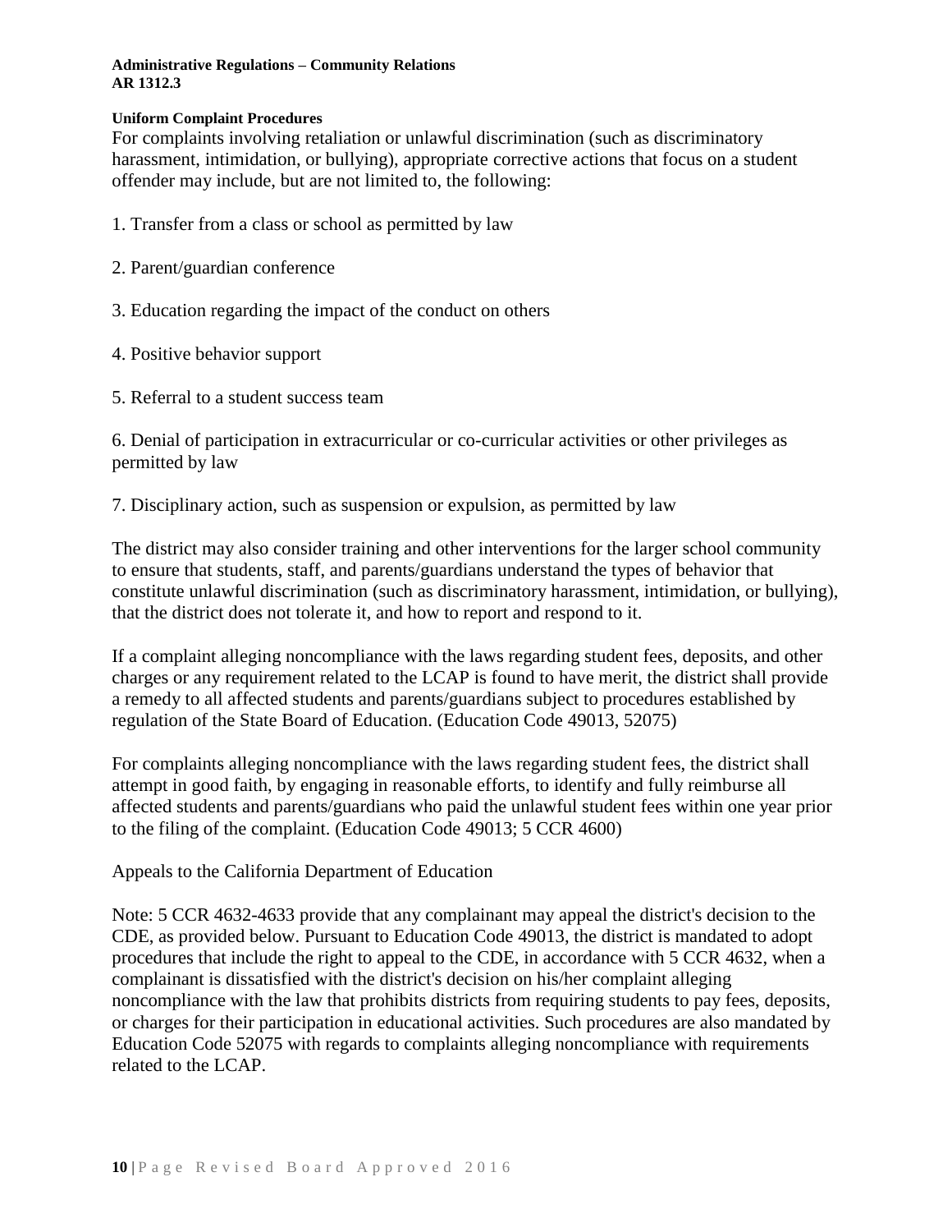Uniform Complaint Procedures

For complaints involving retaliation or unlawful discrimination (such as discriminatory harassment, intimidation, or bullying), appropriate corrective actions that focus on a student offender may include, but are not limited to, the following:

1. Transfer from a class or school as permitted by law

2. Parent/guardian conference

3. Education regarding the impact of the conduct on others

4. Positive behavior support

5. Referral to a student success team

6. Denial of participation in extracurricular or co-curricular activities or other privileges as permitted by law

7. Disciplinary action, such as suspension or expulsion, as permitted by law

The district may also consider training and other interventions for the larger school community to ensure that students, staff, and parents/guardians understand the types of behavior that constitute unlawful discrimination (such as discriminatory harassment, intimidation, or bullying), that the district does not tolerate it, and how to report and respond to it.

If a complaint alleging noncompliance with the laws regarding student fees, deposits, and other charges or any requirement related to the LCAP is found to have merit, the district shall provide a remedy to all affected students and parents/guardians subject to procedures established by regulation of the State Board of Education. (Education Code 49013, 52075)

For complaints alleging noncompliance with the laws regarding student fees, the district shall attempt in good faith, by engaging in reasonable efforts, to identify and fully reimburse all affected students and parents/guardians who paid the unlawful student fees within one year prior to the filing of the complaint. (Education Code 49013; 5 CCR 4600)

Appeals to the California Department of Education

Note: 5 CCR 4632-4633 provide that any complainant may appeal the district's decision to the CDE, as provided below. Pursuant to Education Code 49013, the district is mandated to adopt procedures that include the right to appeal to the CDE, in accordance with 5 CCR 4632, when a complainant is dissatisfied with the district's decision on his/her complaint alleging noncompliance with the law that prohibits districts from requiring students to pay fees, deposits, or charges for their participation in educational activities. Such procedures are also mandated by Education Code 52075 with regards to complaints alleging noncompliance with requirements related to the LCAP.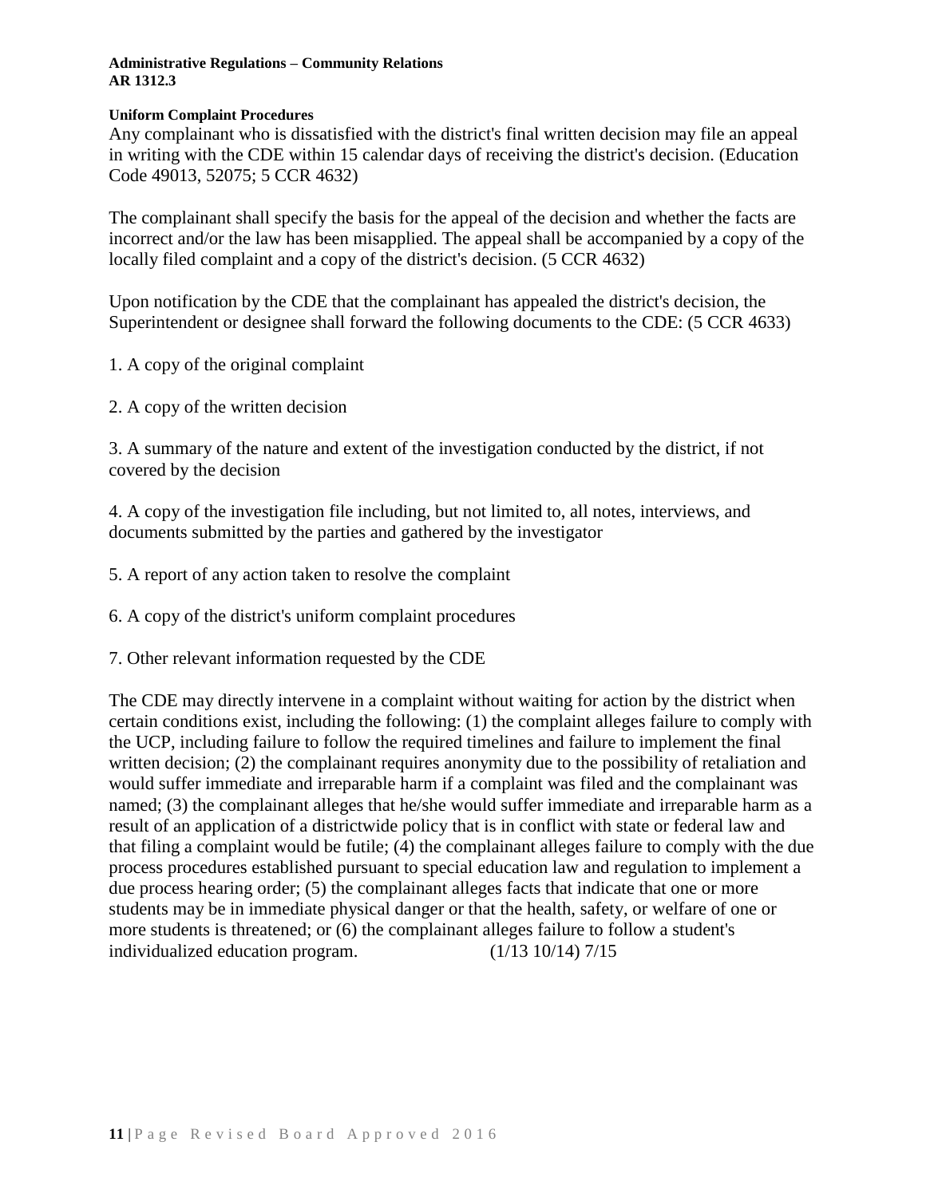**Uniform Complaint Procedures**

Any complainant who is dissatisfied with the district's final written decision may file an appeal in writing with the CDE within 15 calendar days of receiving the district's decision. (Education Code 49013, 52075; 5 CCR 4632)

The complainant shall specify the basis for the appeal of the decision and whether the facts are incorrect and/or the law has been misapplied. The appeal shall be accompanied by a copy of the locally filed complaint and a copy of the district's decision. (5 CCR 4632)

Upon notification by the CDE that the complainant has appealed the district's decision, the Superintendent or designee shall forward the following documents to the CDE: (5 CCR 4633)

1. A copy of the original complaint

2. A copy of the written decision

3. A summary of the nature and extent of the investigation conducted by the district, if not covered by the decision

4. A copy of the investigation file including, but not limited to, all notes, interviews, and documents submitted by the parties and gathered by the investigator

5. A report of any action taken to resolve the complaint

6. A copy of the district's uniform complaint procedures

7. Other relevant information requested by the CDE

The CDE may directly intervene in a complaint without waiting for action by the district when certain conditions exist, including the following: (1) the complaint alleges failure to comply with the UCP, including failure to follow the required timelines and failure to implement the final written decision; (2) the complainant requires anonymity due to the possibility of retaliation and would suffer immediate and irreparable harm if a complaint was filed and the complainant was named; (3) the complainant alleges that he/she would suffer immediate and irreparable harm as a result of an application of a districtwide policy that is in conflict with state or federal law and that filing a complaint would be futile; (4) the complainant alleges failure to comply with the due process procedures established pursuant to special education law and regulation to implement a due process hearing order; (5) the complainant alleges facts that indicate that one or more students may be in immediate physical danger or that the health, safety, or welfare of one or more students is threatened; or (6) the complainant alleges failure to follow a student's individualized education program. (1/13 10/14) 7/15